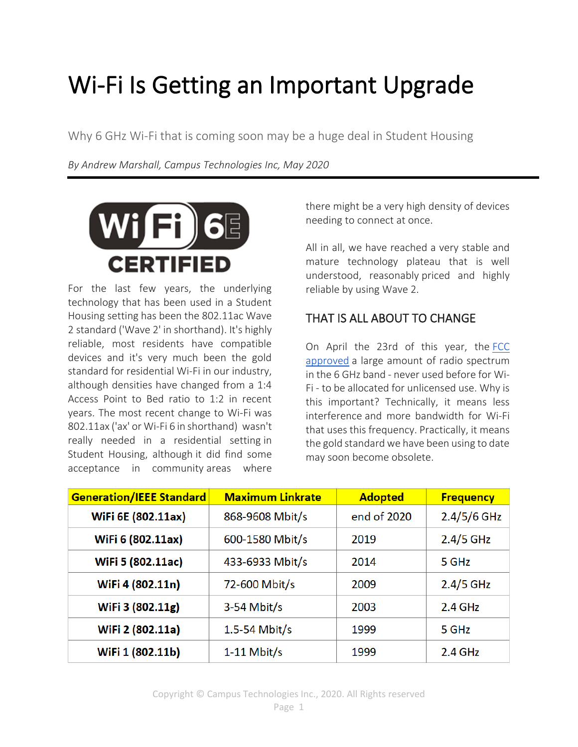# Wi-Fi Is Getting an Important Upgrade

Why 6 GHz Wi-Fi that is coming soon may be a huge deal in Student Housing

*By Andrew Marshall, Campus Technologies Inc, May 2020*

For the last few years, the underlying technology that has been used in a Student Housing setting has been the 802.11ac Wave 2 standard ('Wave 2' in shorthand). It's highly reliable, most residents have compatible devices and it's very much been the gold standard for residential Wi-Fi in our industry, although densities have changed from a 1:4 Access Point to Bed ratio to 1:2 in recent years. The most recent change to Wi-Fi was 802.11ax ('ax' or Wi-Fi 6 in shorthand) wasn't really needed in a residential setting in Student Housing, although it did find some acceptance in community areas where there might be a very high density of devices needing to connect at once.

All in all, we have reached a very stable and mature technology plateau that is well understood, reasonably priced and highly reliable by using Wave 2.

## THAT IS ALL ABOUT TO CHANGE

On April the 23rd of this year, the [FCC approved](FCC approved) a large amount of radio spectrum in the 6 GHz band - never used before for Wi-Fi - to be allocated for unlicensed use. Why is this important? Technically, it means less interference and more bandwidth for Wi-Fi that uses this frequency. Practically, it means the gold standard we have been using to date may soon become obsolete.

| Generation/IEEE Standard | Maximum Linkrate | Adopted | Frequency |
|---|---|---|---|
| **WiFi 6E (802.11ax)** | 868-9608 Mbit/s | end of 2020 | 2.4/5/6 GHz |
| **WiFi 6 (802.11ax)** | 600-1580 Mbit/s | 2019 | 2.4/5 GHz |
| **WiFi 5 (802.11ac)** | 433-6933 Mbit/s | 2014 | 5 GHz |
| **WiFi 4 (802.11n)** | 72-600 Mbit/s | 2009 | 2.4/5 GHz |
| **WiFi 3 (802.11g)** | 3-54 Mbit/s | 2003 | 2.4 GHz |
| **WiFi 2 (802.11a)** | 1.5-54 Mbit/s | 1999 | 5 GHz |
| **WiFi 1 (802.11b)** | 1-11 Mbit/s | 1999 | 2.4 GHz |

Copyright © Campus Technologies Inc., 2020. All Rights reserved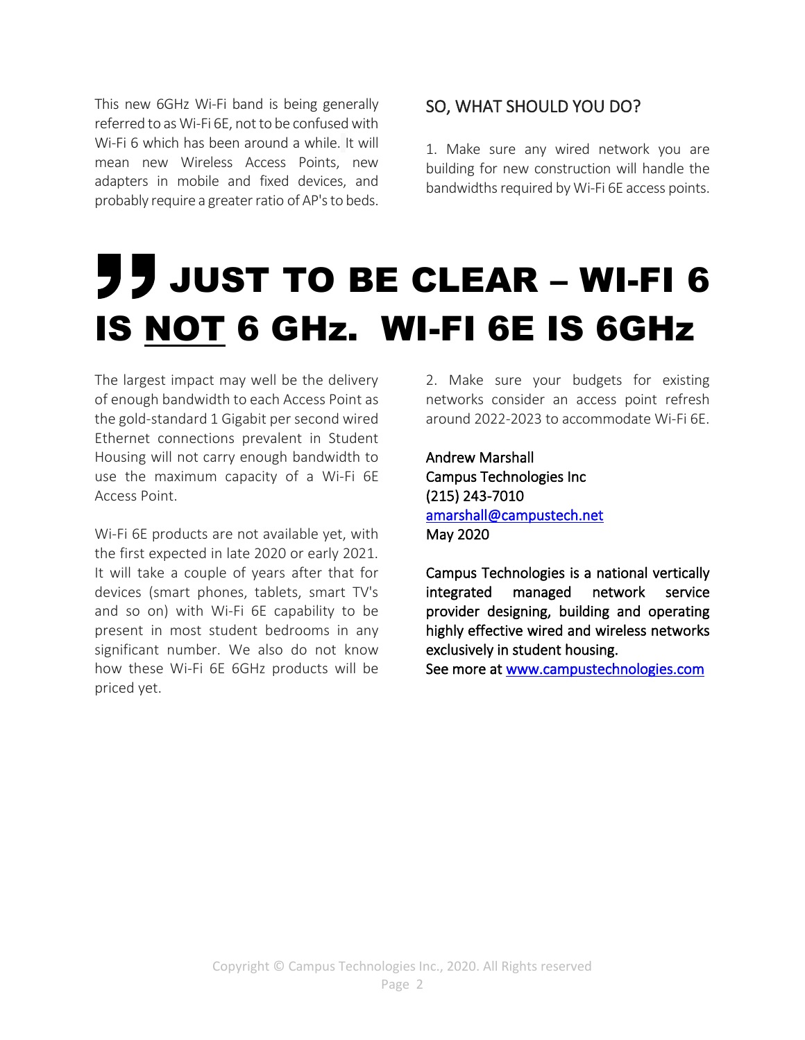This new 6GHz Wi-Fi band is being generally referred to as Wi-Fi 6E, not to be confused with Wi-Fi 6 which has been around a while. It will mean new Wireless Access Points, new adapters in mobile and fixed devices, and probably require a greater ratio of AP's to beds.

## SO, WHAT SHOULD YOU DO?

1. Make sure any wired network you are building for new construction will handle the bandwidths required by Wi-Fi 6E access points.

# ” JUST TO BE CLEAR – WI-FI 6 IS NOT 6 GHz. WI-FI 6E IS 6GHz

The largest impact may well be the delivery of enough bandwidth to each Access Point as the gold-standard 1 Gigabit per second wired Ethernet connections prevalent in Student Housing will not carry enough bandwidth to use the maximum capacity of a Wi-Fi 6E Access Point.

Wi-Fi 6E products are not available yet, with the first expected in late 2020 or early 2021. It will take a couple of years after that for devices (smart phones, tablets, smart TV's and so on) with Wi-Fi 6E capability to be present in most student bedrooms in any significant number. We also do not know how these Wi-Fi 6E 6GHz products will be priced yet.

2. Make sure your budgets for existing networks consider an access point refresh around 2022-2023 to accommodate Wi-Fi 6E.

Andrew Marshall
Campus Technologies Inc
(215) 243-7010
amarshall@campustech.net
May 2020

Campus Technologies is a national vertically integrated managed network service provider designing, building and operating highly effective wired and wireless networks exclusively in student housing.
See more at www.campustechnologies.com

Copyright © Campus Technologies Inc., 2020. All Rights reserved